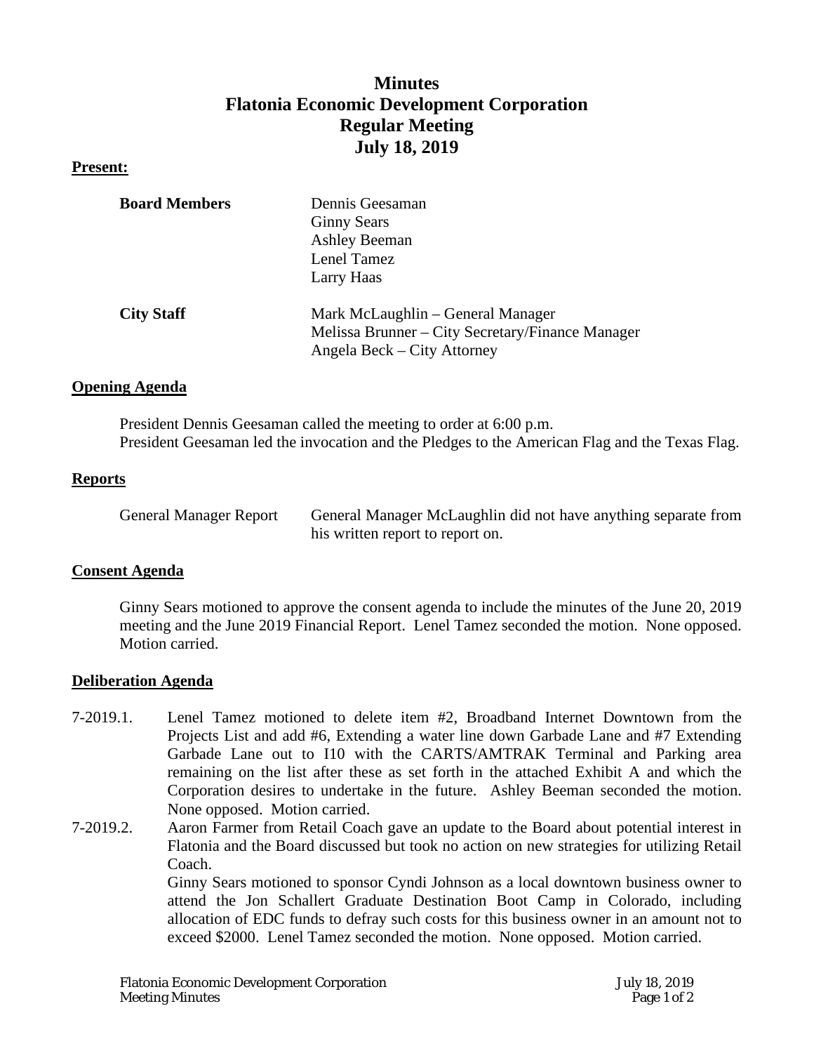# Minutes
# Flatonia Economic Development Corporation
# Regular Meeting
# July 18, 2019

**Present:**

| | |
|---|---|
| **Board Members** | Dennis Geesaman<br>Ginny Sears<br>Ashley Beeman<br>Lenel Tamez<br>Larry Haas |
| **City Staff** | Mark McLaughlin – General Manager<br>Melissa Brunner – City Secretary/Finance Manager<br>Angela Beck – City Attorney |

**Opening Agenda**

President Dennis Geesaman called the meeting to order at 6:00 p.m.
President Geesaman led the invocation and the Pledges to the American Flag and the Texas Flag.

**Reports**

General Manager Report — General Manager McLaughlin did not have anything separate from his written report to report on.

**Consent Agenda**

Ginny Sears motioned to approve the consent agenda to include the minutes of the June 20, 2019 meeting and the June 2019 Financial Report. Lenel Tamez seconded the motion. None opposed. Motion carried.

**Deliberation Agenda**

7-2019.1. Lenel Tamez motioned to delete item #2, Broadband Internet Downtown from the Projects List and add #6, Extending a water line down Garbade Lane and #7 Extending Garbade Lane out to I10 with the CARTS/AMTRAK Terminal and Parking area remaining on the list after these as set forth in the attached Exhibit A and which the Corporation desires to undertake in the future. Ashley Beeman seconded the motion. None opposed. Motion carried.

7-2019.2. Aaron Farmer from Retail Coach gave an update to the Board about potential interest in Flatonia and the Board discussed but took no action on new strategies for utilizing Retail Coach.
Ginny Sears motioned to sponsor Cyndi Johnson as a local downtown business owner to attend the Jon Schallert Graduate Destination Boot Camp in Colorado, including allocation of EDC funds to defray such costs for this business owner in an amount not to exceed $2000. Lenel Tamez seconded the motion. None opposed. Motion carried.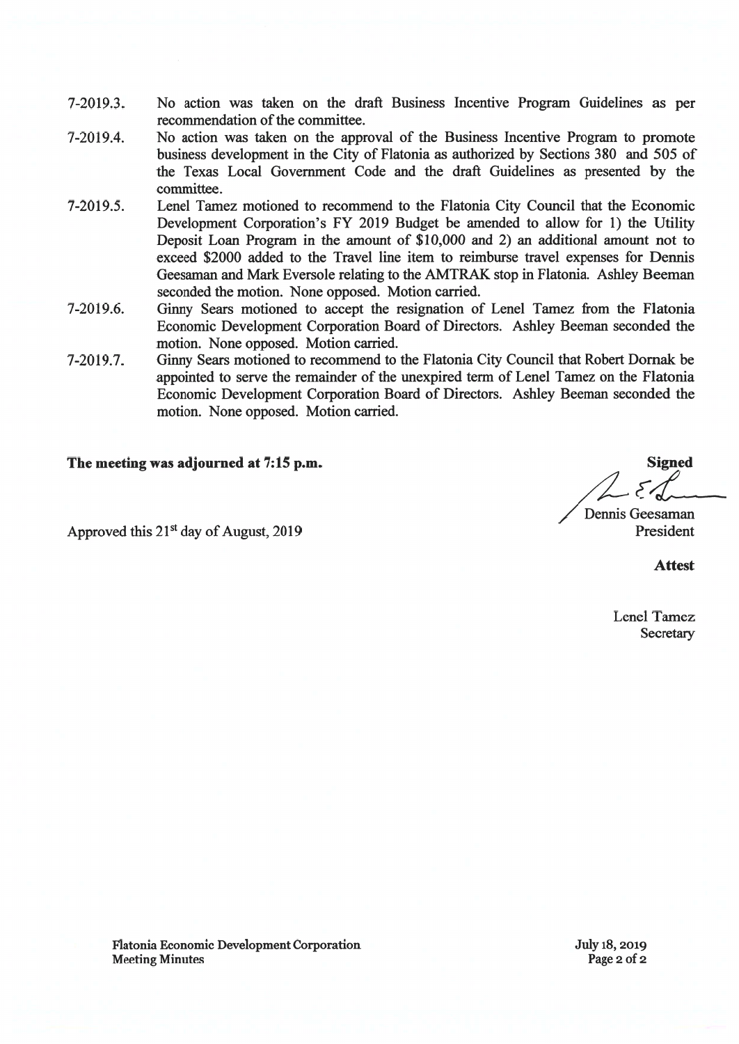7-2019.3. No action was taken on the draft Business Incentive Program Guidelines as per recommendation of the committee.

7-2019.4. No action was taken on the approval of the Business Incentive Program to promote business development in the City of Flatonia as authorized by Sections 380 and 505 of the Texas Local Government Code and the draft Guidelines as presented by the committee.

7-2019.5. Lenel Tamez motioned to recommend to the Flatonia City Council that the Economic Development Corporation's FY 2019 Budget be amended to allow for 1) the Utility Deposit Loan Program in the amount of $10,000 and 2) an additional amount not to exceed $2000 added to the Travel line item to reimburse travel expenses for Dennis Geesaman and Mark Eversole relating to the AMTRAK stop in Flatonia. Ashley Beeman seconded the motion. None opposed. Motion carried.

7-2019.6. Ginny Sears motioned to accept the resignation of Lenel Tamez from the Flatonia Economic Development Corporation Board of Directors. Ashley Beeman seconded the motion. None opposed. Motion carried.

7-2019.7. Ginny Sears motioned to recommend to the Flatonia City Council that Robert Dornak be appointed to serve the remainder of the unexpired term of Lenel Tamez on the Flatonia Economic Development Corporation Board of Directors. Ashley Beeman seconded the motion. None opposed. Motion carried.

**The meeting was adjourned at 7:15 p.m.**

Approved this 21st day of August, 2019

**Signed**

Dennis Geesaman
President

**Attest**

Lenel Tamez
Secretary